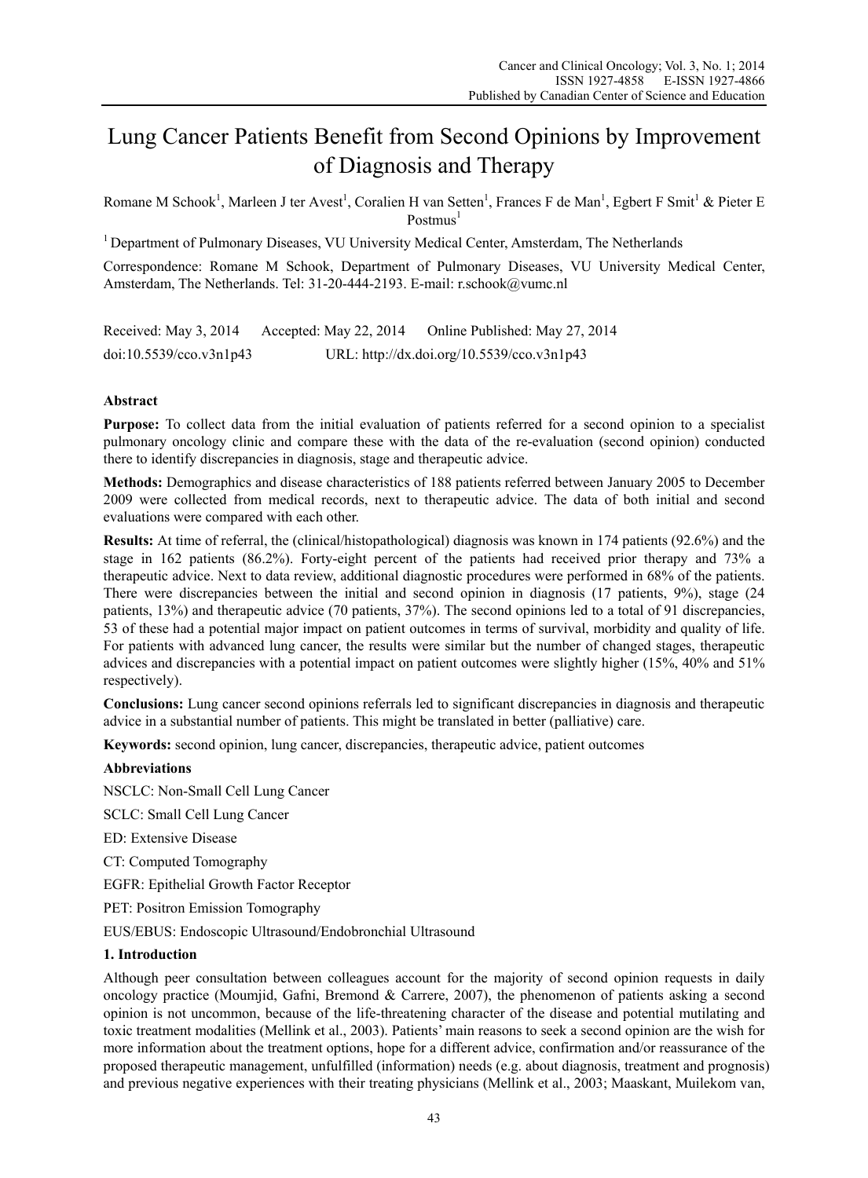# Lung Cancer Patients Benefit from Second Opinions by Improvement of Diagnosis and Therapy

Romane M Schook[1], Marleen J ter Avest[1], Coralien H van Setten[1], Frances F de Man[1], Egbert F Smit[1] & Pieter E Postmus[1]

[1] Department of Pulmonary Diseases, VU University Medical Center, Amsterdam, The Netherlands

Correspondence: Romane M Schook, Department of Pulmonary Diseases, VU University Medical Center, Amsterdam, The Netherlands. Tel: 31-20-444-2193. E-mail: r.schook@vumc.nl

Received: May 3, 2014 Accepted: May 22, 2014 Online Published: May 27, 2014

doi:10.5539/cco.v3n1p43 URL: http://dx.doi.org/10.5539/cco.v3n1p43

## Abstract

**Purpose:** To collect data from the initial evaluation of patients referred for a second opinion to a specialist pulmonary oncology clinic and compare these with the data of the re-evaluation (second opinion) conducted there to identify discrepancies in diagnosis, stage and therapeutic advice.

**Methods:** Demographics and disease characteristics of 188 patients referred between January 2005 to December 2009 were collected from medical records, next to therapeutic advice. The data of both initial and second evaluations were compared with each other.

**Results:** At time of referral, the (clinical/histopathological) diagnosis was known in 174 patients (92.6%) and the stage in 162 patients (86.2%). Forty-eight percent of the patients had received prior therapy and 73% a therapeutic advice. Next to data review, additional diagnostic procedures were performed in 68% of the patients. There were discrepancies between the initial and second opinion in diagnosis (17 patients, 9%), stage (24 patients, 13%) and therapeutic advice (70 patients, 37%). The second opinions led to a total of 91 discrepancies, 53 of these had a potential major impact on patient outcomes in terms of survival, morbidity and quality of life. For patients with advanced lung cancer, the results were similar but the number of changed stages, therapeutic advices and discrepancies with a potential impact on patient outcomes were slightly higher (15%, 40% and 51% respectively).

**Conclusions:** Lung cancer second opinions referrals led to significant discrepancies in diagnosis and therapeutic advice in a substantial number of patients. This might be translated in better (palliative) care.

**Keywords:** second opinion, lung cancer, discrepancies, therapeutic advice, patient outcomes

### Abbreviations

NSCLC: Non-Small Cell Lung Cancer

SCLC: Small Cell Lung Cancer

ED: Extensive Disease

CT: Computed Tomography

EGFR: Epithelial Growth Factor Receptor

PET: Positron Emission Tomography

EUS/EBUS: Endoscopic Ultrasound/Endobronchial Ultrasound

## 1. Introduction

Although peer consultation between colleagues account for the majority of second opinion requests in daily oncology practice (Moumjid, Gafni, Bremond & Carrere, 2007), the phenomenon of patients asking a second opinion is not uncommon, because of the life-threatening character of the disease and potential mutilating and toxic treatment modalities (Mellink et al., 2003). Patients' main reasons to seek a second opinion are the wish for more information about the treatment options, hope for a different advice, confirmation and/or reassurance of the proposed therapeutic management, unfulfilled (information) needs (e.g. about diagnosis, treatment and prognosis) and previous negative experiences with their treating physicians (Mellink et al., 2003; Maaskant, Muilekom van,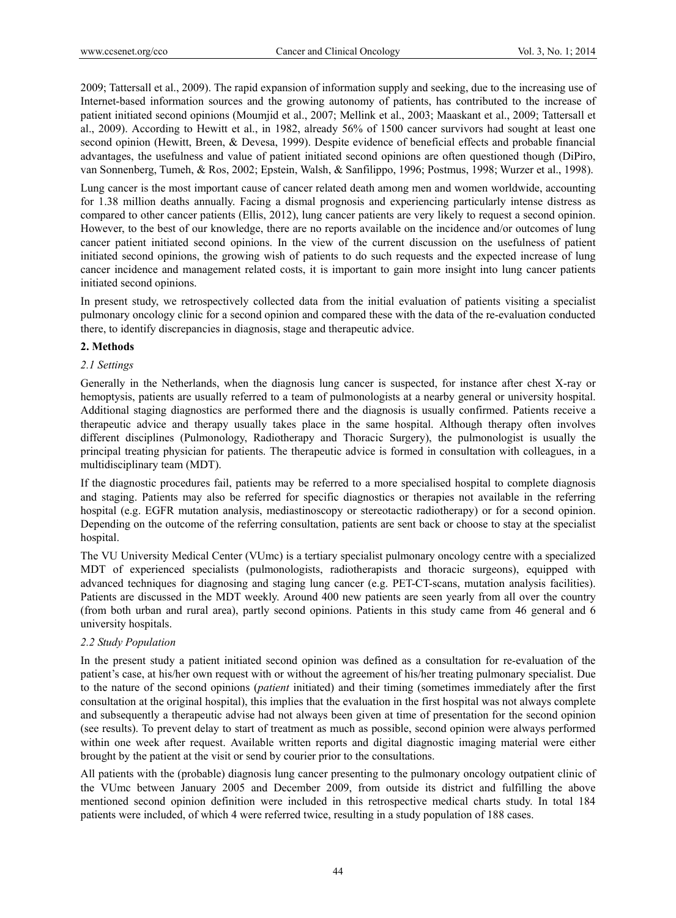2009; Tattersall et al., 2009). The rapid expansion of information supply and seeking, due to the increasing use of Internet-based information sources and the growing autonomy of patients, has contributed to the increase of patient initiated second opinions (Moumjid et al., 2007; Mellink et al., 2003; Maaskant et al., 2009; Tattersall et al., 2009). According to Hewitt et al., in 1982, already 56% of 1500 cancer survivors had sought at least one second opinion (Hewitt, Breen, & Devesa, 1999). Despite evidence of beneficial effects and probable financial advantages, the usefulness and value of patient initiated second opinions are often questioned though (DiPiro, van Sonnenberg, Tumeh, & Ros, 2002; Epstein, Walsh, & Sanfilippo, 1996; Postmus, 1998; Wurzer et al., 1998).

Lung cancer is the most important cause of cancer related death among men and women worldwide, accounting for 1.38 million deaths annually. Facing a dismal prognosis and experiencing particularly intense distress as compared to other cancer patients (Ellis, 2012), lung cancer patients are very likely to request a second opinion. However, to the best of our knowledge, there are no reports available on the incidence and/or outcomes of lung cancer patient initiated second opinions. In the view of the current discussion on the usefulness of patient initiated second opinions, the growing wish of patients to do such requests and the expected increase of lung cancer incidence and management related costs, it is important to gain more insight into lung cancer patients initiated second opinions.

In present study, we retrospectively collected data from the initial evaluation of patients visiting a specialist pulmonary oncology clinic for a second opinion and compared these with the data of the re-evaluation conducted there, to identify discrepancies in diagnosis, stage and therapeutic advice.

## 2. Methods

### *2.1 Settings*

Generally in the Netherlands, when the diagnosis lung cancer is suspected, for instance after chest X-ray or hemoptysis, patients are usually referred to a team of pulmonologists at a nearby general or university hospital. Additional staging diagnostics are performed there and the diagnosis is usually confirmed. Patients receive a therapeutic advice and therapy usually takes place in the same hospital. Although therapy often involves different disciplines (Pulmonology, Radiotherapy and Thoracic Surgery), the pulmonologist is usually the principal treating physician for patients. The therapeutic advice is formed in consultation with colleagues, in a multidisciplinary team (MDT).

If the diagnostic procedures fail, patients may be referred to a more specialised hospital to complete diagnosis and staging. Patients may also be referred for specific diagnostics or therapies not available in the referring hospital (e.g. EGFR mutation analysis, mediastinoscopy or stereotactic radiotherapy) or for a second opinion. Depending on the outcome of the referring consultation, patients are sent back or choose to stay at the specialist hospital.

The VU University Medical Center (VUmc) is a tertiary specialist pulmonary oncology centre with a specialized MDT of experienced specialists (pulmonologists, radiotherapists and thoracic surgeons), equipped with advanced techniques for diagnosing and staging lung cancer (e.g. PET-CT-scans, mutation analysis facilities). Patients are discussed in the MDT weekly. Around 400 new patients are seen yearly from all over the country (from both urban and rural area), partly second opinions. Patients in this study came from 46 general and 6 university hospitals.

### *2.2 Study Population*

In the present study a patient initiated second opinion was defined as a consultation for re-evaluation of the patient's case, at his/her own request with or without the agreement of his/her treating pulmonary specialist. Due to the nature of the second opinions (*patient* initiated) and their timing (sometimes immediately after the first consultation at the original hospital), this implies that the evaluation in the first hospital was not always complete and subsequently a therapeutic advise had not always been given at time of presentation for the second opinion (see results). To prevent delay to start of treatment as much as possible, second opinion were always performed within one week after request. Available written reports and digital diagnostic imaging material were either brought by the patient at the visit or send by courier prior to the consultations.

All patients with the (probable) diagnosis lung cancer presenting to the pulmonary oncology outpatient clinic of the VUmc between January 2005 and December 2009, from outside its district and fulfilling the above mentioned second opinion definition were included in this retrospective medical charts study. In total 184 patients were included, of which 4 were referred twice, resulting in a study population of 188 cases.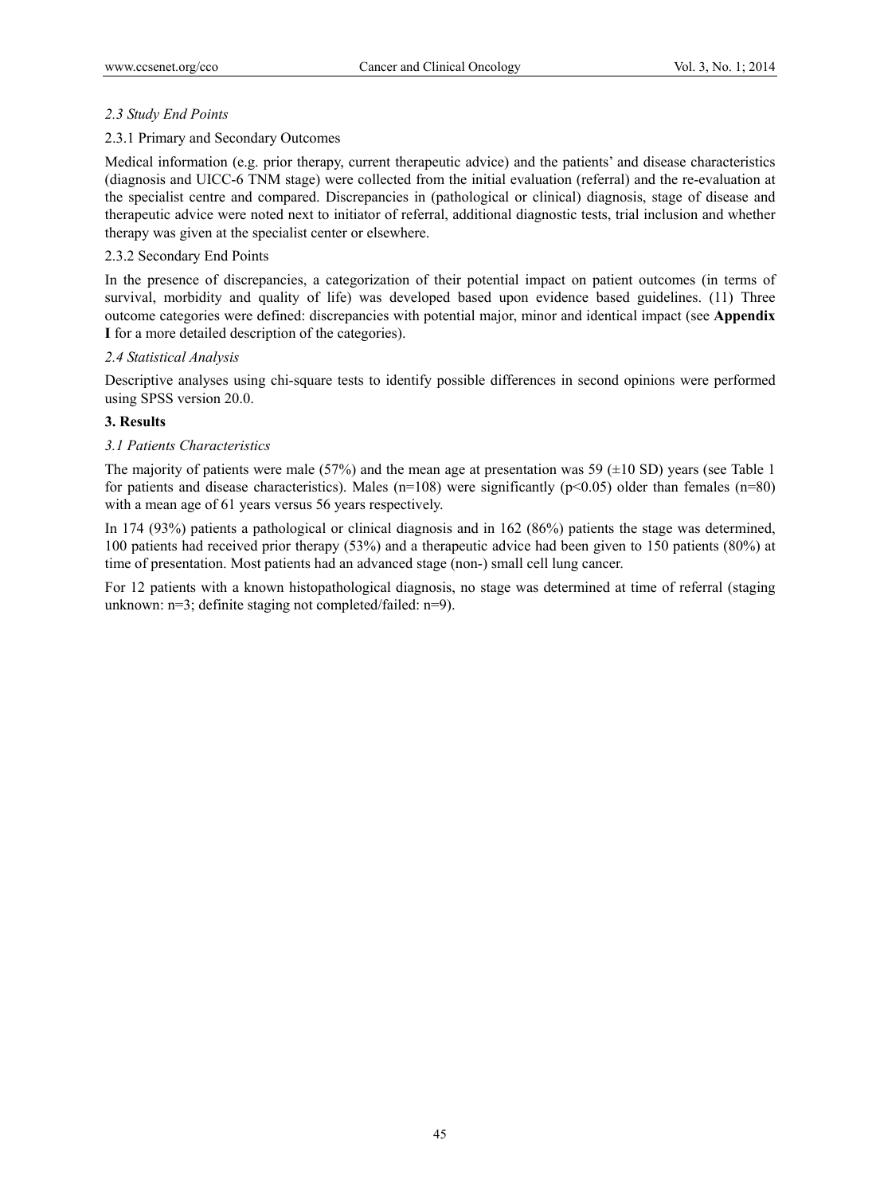### *2.3 Study End Points*

#### 2.3.1 Primary and Secondary Outcomes

Medical information (e.g. prior therapy, current therapeutic advice) and the patients' and disease characteristics (diagnosis and UICC-6 TNM stage) were collected from the initial evaluation (referral) and the re-evaluation at the specialist centre and compared. Discrepancies in (pathological or clinical) diagnosis, stage of disease and therapeutic advice were noted next to initiator of referral, additional diagnostic tests, trial inclusion and whether therapy was given at the specialist center or elsewhere.

#### 2.3.2 Secondary End Points

In the presence of discrepancies, a categorization of their potential impact on patient outcomes (in terms of survival, morbidity and quality of life) was developed based upon evidence based guidelines. (11) Three outcome categories were defined: discrepancies with potential major, minor and identical impact (see **Appendix I** for a more detailed description of the categories).

### *2.4 Statistical Analysis*

Descriptive analyses using chi-square tests to identify possible differences in second opinions were performed using SPSS version 20.0.

## 3. Results

### *3.1 Patients Characteristics*

The majority of patients were male (57%) and the mean age at presentation was 59 (±10 SD) years (see Table 1 for patients and disease characteristics). Males (n=108) were significantly ($p<0.05$) older than females (n=80) with a mean age of 61 years versus 56 years respectively.

In 174 (93%) patients a pathological or clinical diagnosis and in 162 (86%) patients the stage was determined, 100 patients had received prior therapy (53%) and a therapeutic advice had been given to 150 patients (80%) at time of presentation. Most patients had an advanced stage (non-) small cell lung cancer.

For 12 patients with a known histopathological diagnosis, no stage was determined at time of referral (staging unknown: n=3; definite staging not completed/failed: n=9).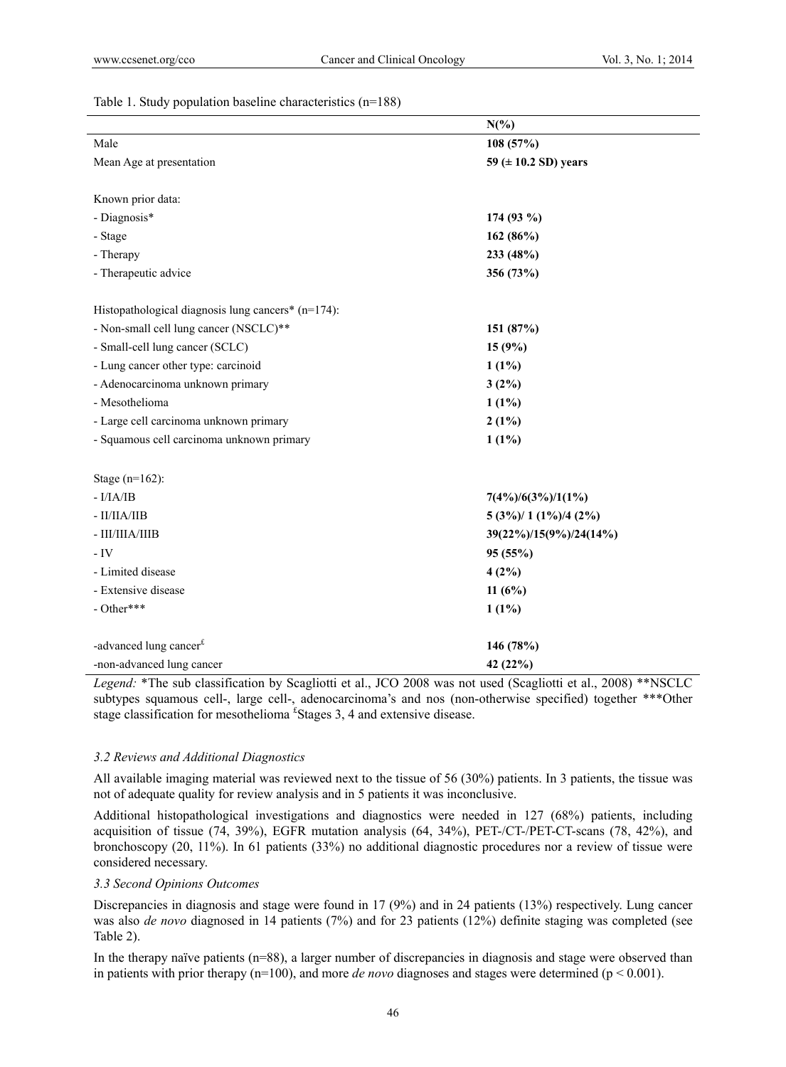Table 1. Study population baseline characteristics (n=188)

| | N(%) |
|---|---|
| Male | **108 (57%)** |
| Mean Age at presentation | **59 (± 10.2 SD) years** |
| | |
| Known prior data: | |
| - Diagnosis* | **174 (93 %)** |
| - Stage | **162 (86%)** |
| - Therapy | **233 (48%)** |
| - Therapeutic advice | **356 (73%)** |
| | |
| Histopathological diagnosis lung cancers* (n=174): | |
| - Non-small cell lung cancer (NSCLC)** | **151 (87%)** |
| - Small-cell lung cancer (SCLC) | **15 (9%)** |
| - Lung cancer other type: carcinoid | **1 (1%)** |
| - Adenocarcinoma unknown primary | **3 (2%)** |
| - Mesothelioma | **1 (1%)** |
| - Large cell carcinoma unknown primary | **2 (1%)** |
| - Squamous cell carcinoma unknown primary | **1 (1%)** |
| | |
| Stage (n=162): | |
| - I/IA/IB | **7(4%)/6(3%)/1(1%)** |
| - II/IIA/IIB | **5 (3%)/ 1 (1%)/4 (2%)** |
| - III/IIIA/IIIB | **39(22%)/15(9%)/24(14%)** |
| - IV | **95 (55%)** |
| - Limited disease | **4 (2%)** |
| - Extensive disease | **11 (6%)** |
| - Other*** | **1 (1%)** |
| | |
| -advanced lung cancer[£] | **146 (78%)** |
| -non-advanced lung cancer | **42 (22%)** |

*Legend:* *The sub classification by Scagliotti et al., JCO 2008 was not used (Scagliotti et al., 2008) **NSCLC subtypes squamous cell-, large cell-, adenocarcinoma's and nos (non-otherwise specified) together ***Other stage classification for mesothelioma [£]Stages 3, 4 and extensive disease.

### *3.2 Reviews and Additional Diagnostics*

All available imaging material was reviewed next to the tissue of 56 (30%) patients. In 3 patients, the tissue was not of adequate quality for review analysis and in 5 patients it was inconclusive.

Additional histopathological investigations and diagnostics were needed in 127 (68%) patients, including acquisition of tissue (74, 39%), EGFR mutation analysis (64, 34%), PET-/CT-/PET-CT-scans (78, 42%), and bronchoscopy (20, 11%). In 61 patients (33%) no additional diagnostic procedures nor a review of tissue were considered necessary.

### *3.3 Second Opinions Outcomes*

Discrepancies in diagnosis and stage were found in 17 (9%) and in 24 patients (13%) respectively. Lung cancer was also *de novo* diagnosed in 14 patients (7%) and for 23 patients (12%) definite staging was completed (see Table 2).

In the therapy naïve patients (n=88), a larger number of discrepancies in diagnosis and stage were observed than in patients with prior therapy (n=100), and more *de novo* diagnoses and stages were determined ($p < 0.001$).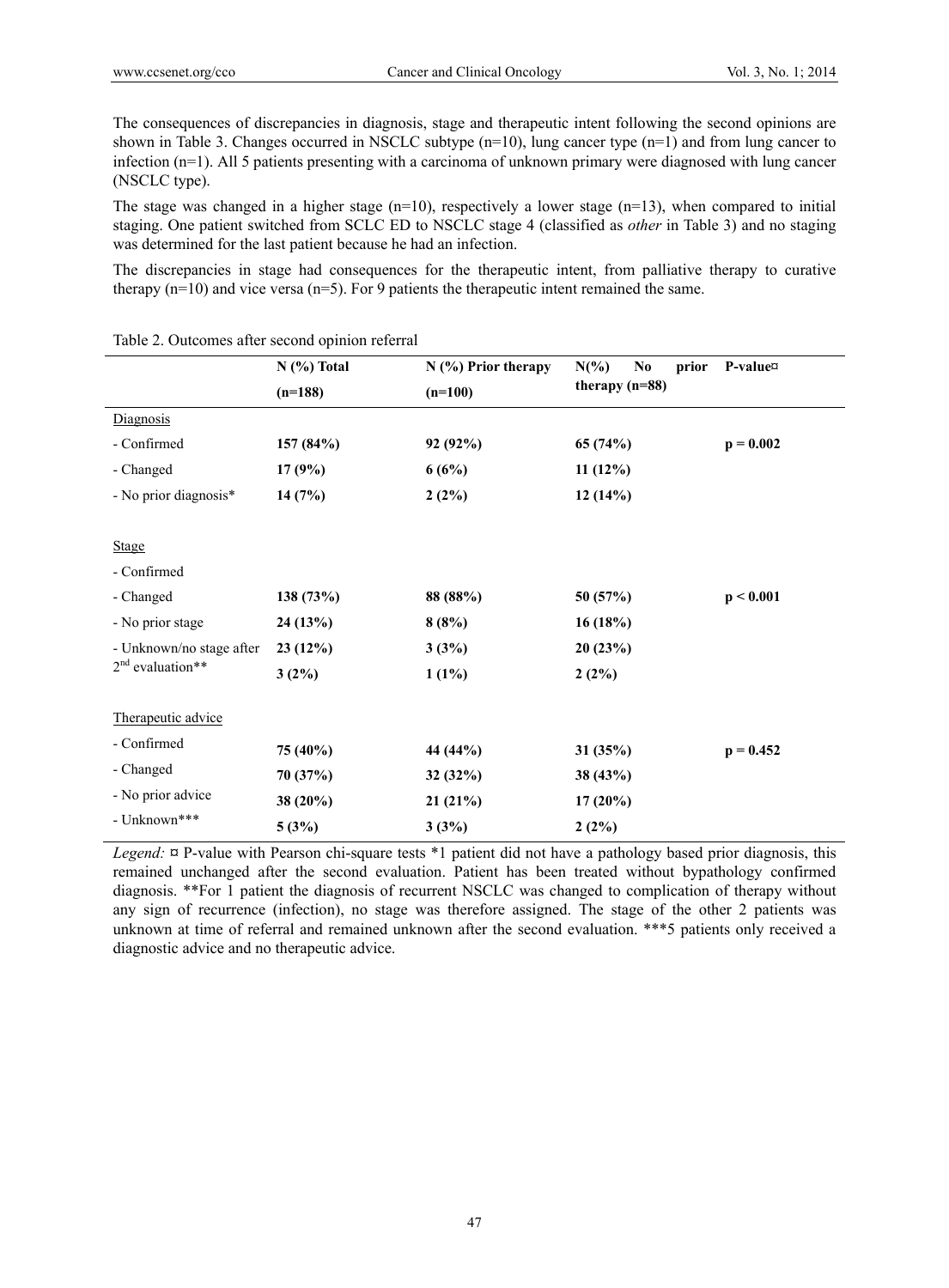The consequences of discrepancies in diagnosis, stage and therapeutic intent following the second opinions are shown in Table 3. Changes occurred in NSCLC subtype (n=10), lung cancer type (n=1) and from lung cancer to infection (n=1). All 5 patients presenting with a carcinoma of unknown primary were diagnosed with lung cancer (NSCLC type).

The stage was changed in a higher stage (n=10), respectively a lower stage (n=13), when compared to initial staging. One patient switched from SCLC ED to NSCLC stage 4 (classified as *other* in Table 3) and no staging was determined for the last patient because he had an infection.

The discrepancies in stage had consequences for the therapeutic intent, from palliative therapy to curative therapy (n=10) and vice versa (n=5). For 9 patients the therapeutic intent remained the same.

Table 2. Outcomes after second opinion referral

| | N (%) Total (n=188) | N (%) Prior therapy (n=100) | N(%) No prior therapy (n=88) | P-value¤ |
|---|---|---|---|---|
| Diagnosis | | | | |
| - Confirmed | **157 (84%)** | **92 (92%)** | **65 (74%)** | **p = 0.002** |
| - Changed | **17 (9%)** | **6 (6%)** | **11 (12%)** | |
| - No prior diagnosis* | **14 (7%)** | **2 (2%)** | **12 (14%)** | |
| | | | | |
| Stage | | | | |
| - Confirmed | **138 (73%)** | **88 (88%)** | **50 (57%)** | **p < 0.001** |
| - Changed | **24 (13%)** | **8 (8%)** | **16 (18%)** | |
| - No prior stage | **23 (12%)** | **3 (3%)** | **20 (23%)** | |
| - Unknown/no stage after 2nd evaluation** | **3 (2%)** | **1 (1%)** | **2 (2%)** | |
| | | | | |
| Therapeutic advice | | | | |
| - Confirmed | **75 (40%)** | **44 (44%)** | **31 (35%)** | **p = 0.452** |
| - Changed | **70 (37%)** | **32 (32%)** | **38 (43%)** | |
| - No prior advice | **38 (20%)** | **21 (21%)** | **17 (20%)** | |
| - Unknown*** | **5 (3%)** | **3 (3%)** | **2 (2%)** | |

*Legend:* ¤ P-value with Pearson chi-square tests *1 patient did not have a pathology based prior diagnosis, this remained unchanged after the second evaluation. Patient has been treated without bypathology confirmed diagnosis. **For 1 patient the diagnosis of recurrent NSCLC was changed to complication of therapy without any sign of recurrence (infection), no stage was therefore assigned. The stage of the other 2 patients was unknown at time of referral and remained unknown after the second evaluation. ***5 patients only received a diagnostic advice and no therapeutic advice.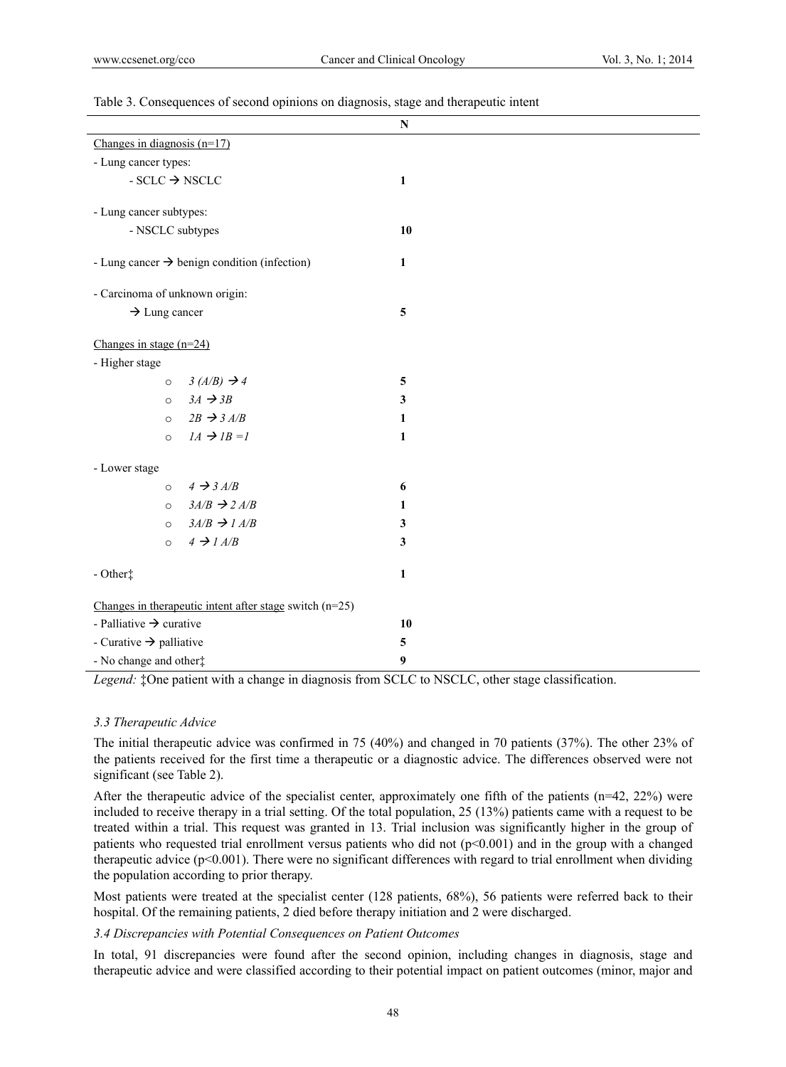Table 3. Consequences of second opinions on diagnosis, stage and therapeutic intent

| | N |
|---|---|
| Changes in diagnosis (n=17) | |
| - Lung cancer types: | |
| - SCLC → NSCLC | **1** |
| - Lung cancer subtypes: | |
| - NSCLC subtypes | **10** |
| - Lung cancer → benign condition (infection) | **1** |
| - Carcinoma of unknown origin: | |
| → Lung cancer | **5** |
| Changes in stage (n=24) | |
| - Higher stage | |
| ○ *3 (A/B) → 4* | **5** |
| ○ *3A → 3B* | **3** |
| ○ *2B → 3 A/B* | **1** |
| ○ *1A → 1B =1* | **1** |
| - Lower stage | |
| ○ *4 → 3 A/B* | **6** |
| ○ *3A/B → 2 A/B* | **1** |
| ○ *3A/B → 1 A/B* | **3** |
| ○ *4 → 1 A/B* | **3** |
| - Other‡ | **1** |
| Changes in therapeutic intent after stage switch (n=25) | |
| - Palliative → curative | **10** |
| - Curative → palliative | **5** |
| - No change and other‡ | **9** |

*Legend:* ‡One patient with a change in diagnosis from SCLC to NSCLC, other stage classification.

### *3.3 Therapeutic Advice*

The initial therapeutic advice was confirmed in 75 (40%) and changed in 70 patients (37%). The other 23% of the patients received for the first time a therapeutic or a diagnostic advice. The differences observed were not significant (see Table 2).

After the therapeutic advice of the specialist center, approximately one fifth of the patients (n=42, 22%) were included to receive therapy in a trial setting. Of the total population, 25 (13%) patients came with a request to be treated within a trial. This request was granted in 13. Trial inclusion was significantly higher in the group of patients who requested trial enrollment versus patients who did not ($p<0.001$) and in the group with a changed therapeutic advice ($p<0.001$). There were no significant differences with regard to trial enrollment when dividing the population according to prior therapy.

Most patients were treated at the specialist center (128 patients, 68%), 56 patients were referred back to their hospital. Of the remaining patients, 2 died before therapy initiation and 2 were discharged.

### *3.4 Discrepancies with Potential Consequences on Patient Outcomes*

In total, 91 discrepancies were found after the second opinion, including changes in diagnosis, stage and therapeutic advice and were classified according to their potential impact on patient outcomes (minor, major and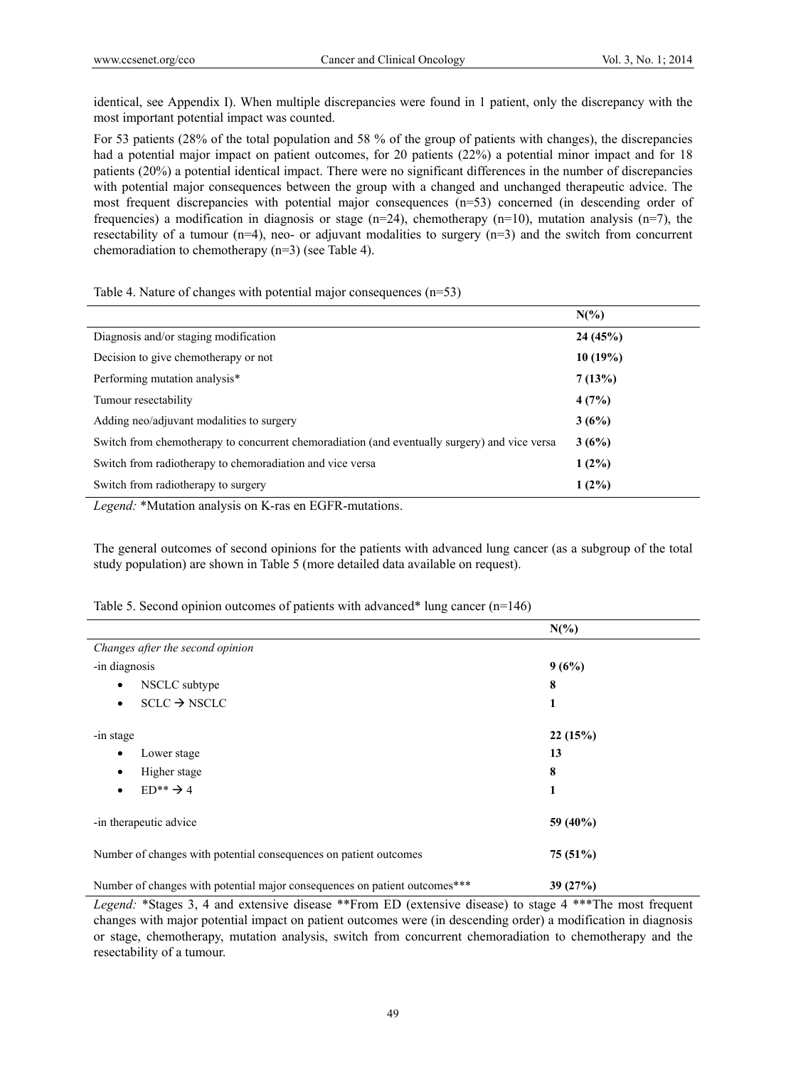identical, see Appendix I). When multiple discrepancies were found in 1 patient, only the discrepancy with the most important potential impact was counted.

For 53 patients (28% of the total population and 58 % of the group of patients with changes), the discrepancies had a potential major impact on patient outcomes, for 20 patients (22%) a potential minor impact and for 18 patients (20%) a potential identical impact. There were no significant differences in the number of discrepancies with potential major consequences between the group with a changed and unchanged therapeutic advice. The most frequent discrepancies with potential major consequences (n=53) concerned (in descending order of frequencies) a modification in diagnosis or stage (n=24), chemotherapy (n=10), mutation analysis (n=7), the resectability of a tumour (n=4), neo- or adjuvant modalities to surgery (n=3) and the switch from concurrent chemoradiation to chemotherapy (n=3) (see Table 4).

Table 4. Nature of changes with potential major consequences (n=53)

| | N(%) |
|---|---|
| Diagnosis and/or staging modification | **24 (45%)** |
| Decision to give chemotherapy or not | **10 (19%)** |
| Performing mutation analysis* | **7 (13%)** |
| Tumour resectability | **4 (7%)** |
| Adding neo/adjuvant modalities to surgery | **3 (6%)** |
| Switch from chemotherapy to concurrent chemoradiation (and eventually surgery) and vice versa | **3 (6%)** |
| Switch from radiotherapy to chemoradiation and vice versa | **1 (2%)** |
| Switch from radiotherapy to surgery | **1 (2%)** |

*Legend:* *Mutation analysis on K-ras en EGFR-mutations.

The general outcomes of second opinions for the patients with advanced lung cancer (as a subgroup of the total study population) are shown in Table 5 (more detailed data available on request).

Table 5. Second opinion outcomes of patients with advanced* lung cancer (n=146)

| | N(%) |
|---|---|
| *Changes after the second opinion* | |
| -in diagnosis | **9 (6%)** |
| • NSCLC subtype | **8** |
| • SCLC → NSCLC | **1** |
| -in stage | **22 (15%)** |
| • Lower stage | **13** |
| • Higher stage | **8** |
| • ED** → 4 | **1** |
| -in therapeutic advice | **59 (40%)** |
| Number of changes with potential consequences on patient outcomes | **75 (51%)** |
| Number of changes with potential major consequences on patient outcomes*** | **39 (27%)** |

*Legend:* *Stages 3, 4 and extensive disease **From ED (extensive disease) to stage 4 ***The most frequent changes with major potential impact on patient outcomes were (in descending order) a modification in diagnosis or stage, chemotherapy, mutation analysis, switch from concurrent chemoradiation to chemotherapy and the resectability of a tumour.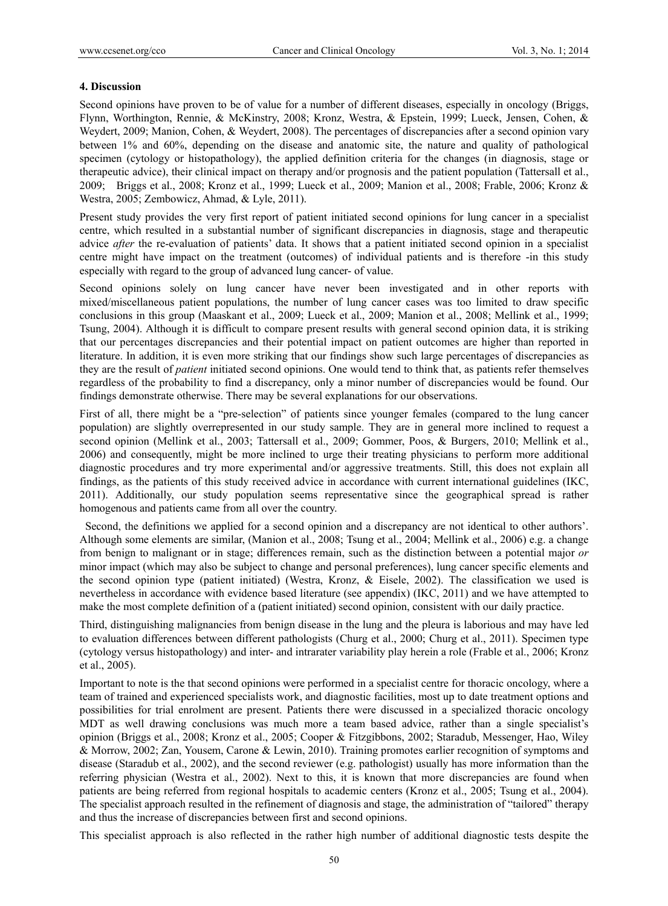### 4. Discussion

Second opinions have proven to be of value for a number of different diseases, especially in oncology (Briggs, Flynn, Worthington, Rennie, & McKinstry, 2008; Kronz, Westra, & Epstein, 1999; Lueck, Jensen, Cohen, & Weydert, 2009; Manion, Cohen, & Weydert, 2008). The percentages of discrepancies after a second opinion vary between 1% and 60%, depending on the disease and anatomic site, the nature and quality of pathological specimen (cytology or histopathology), the applied definition criteria for the changes (in diagnosis, stage or therapeutic advice), their clinical impact on therapy and/or prognosis and the patient population (Tattersall et al., 2009; Briggs et al., 2008; Kronz et al., 1999; Lueck et al., 2009; Manion et al., 2008; Frable, 2006; Kronz & Westra, 2005; Zembowicz, Ahmad, & Lyle, 2011).

Present study provides the very first report of patient initiated second opinions for lung cancer in a specialist centre, which resulted in a substantial number of significant discrepancies in diagnosis, stage and therapeutic advice *after* the re-evaluation of patients' data. It shows that a patient initiated second opinion in a specialist centre might have impact on the treatment (outcomes) of individual patients and is therefore -in this study especially with regard to the group of advanced lung cancer- of value.

Second opinions solely on lung cancer have never been investigated and in other reports with mixed/miscellaneous patient populations, the number of lung cancer cases was too limited to draw specific conclusions in this group (Maaskant et al., 2009; Lueck et al., 2009; Manion et al., 2008; Mellink et al., 1999; Tsung, 2004). Although it is difficult to compare present results with general second opinion data, it is striking that our percentages discrepancies and their potential impact on patient outcomes are higher than reported in literature. In addition, it is even more striking that our findings show such large percentages of discrepancies as they are the result of *patient* initiated second opinions. One would tend to think that, as patients refer themselves regardless of the probability to find a discrepancy, only a minor number of discrepancies would be found. Our findings demonstrate otherwise. There may be several explanations for our observations.

First of all, there might be a "pre-selection" of patients since younger females (compared to the lung cancer population) are slightly overrepresented in our study sample. They are in general more inclined to request a second opinion (Mellink et al., 2003; Tattersall et al., 2009; Gommer, Poos, & Burgers, 2010; Mellink et al., 2006) and consequently, might be more inclined to urge their treating physicians to perform more additional diagnostic procedures and try more experimental and/or aggressive treatments. Still, this does not explain all findings, as the patients of this study received advice in accordance with current international guidelines (IKC, 2011). Additionally, our study population seems representative since the geographical spread is rather homogenous and patients came from all over the country.

Second, the definitions we applied for a second opinion and a discrepancy are not identical to other authors'. Although some elements are similar, (Manion et al., 2008; Tsung et al., 2004; Mellink et al., 2006) e.g. a change from benign to malignant or in stage; differences remain, such as the distinction between a potential major *or* minor impact (which may also be subject to change and personal preferences), lung cancer specific elements and the second opinion type (patient initiated) (Westra, Kronz, & Eisele, 2002). The classification we used is nevertheless in accordance with evidence based literature (see appendix) (IKC, 2011) and we have attempted to make the most complete definition of a (patient initiated) second opinion, consistent with our daily practice.

Third, distinguishing malignancies from benign disease in the lung and the pleura is laborious and may have led to evaluation differences between different pathologists (Churg et al., 2000; Churg et al., 2011). Specimen type (cytology versus histopathology) and inter- and intrarater variability play herein a role (Frable et al., 2006; Kronz et al., 2005).

Important to note is the that second opinions were performed in a specialist centre for thoracic oncology, where a team of trained and experienced specialists work, and diagnostic facilities, most up to date treatment options and possibilities for trial enrolment are present. Patients there were discussed in a specialized thoracic oncology MDT as well drawing conclusions was much more a team based advice, rather than a single specialist's opinion (Briggs et al., 2008; Kronz et al., 2005; Cooper & Fitzgibbons, 2002; Staradub, Messenger, Hao, Wiley & Morrow, 2002; Zan, Yousem, Carone & Lewin, 2010). Training promotes earlier recognition of symptoms and disease (Staradub et al., 2002), and the second reviewer (e.g. pathologist) usually has more information than the referring physician (Westra et al., 2002). Next to this, it is known that more discrepancies are found when patients are being referred from regional hospitals to academic centers (Kronz et al., 2005; Tsung et al., 2004). The specialist approach resulted in the refinement of diagnosis and stage, the administration of "tailored" therapy and thus the increase of discrepancies between first and second opinions.

This specialist approach is also reflected in the rather high number of additional diagnostic tests despite the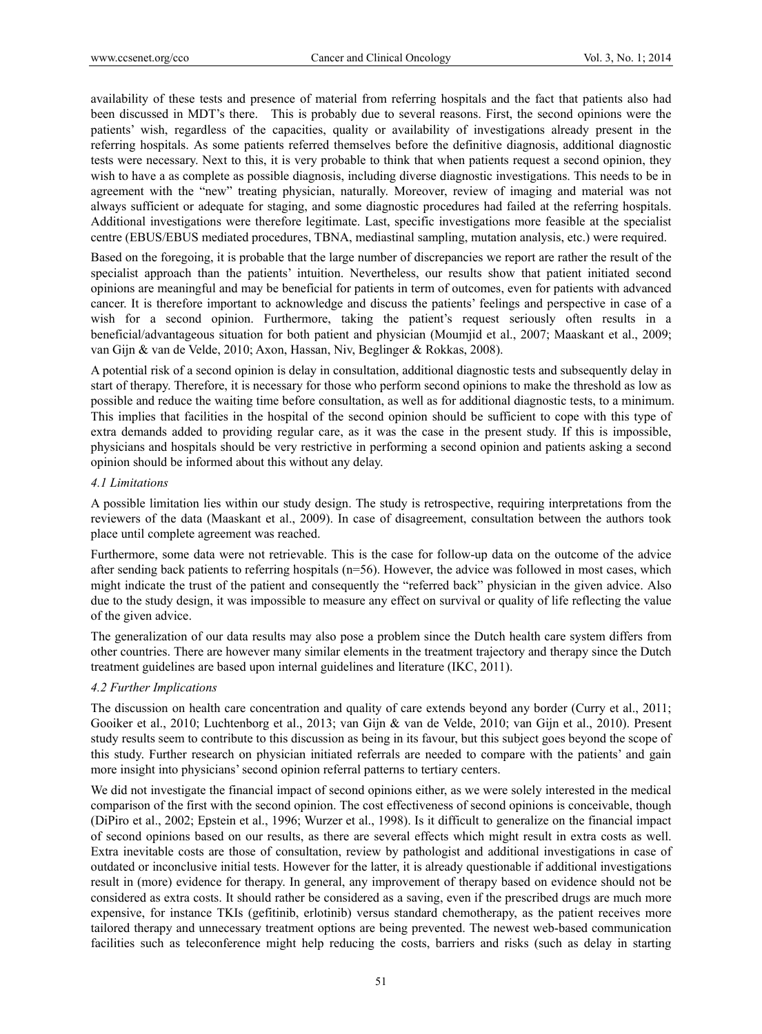availability of these tests and presence of material from referring hospitals and the fact that patients also had been discussed in MDT's there. This is probably due to several reasons. First, the second opinions were the patients' wish, regardless of the capacities, quality or availability of investigations already present in the referring hospitals. As some patients referred themselves before the definitive diagnosis, additional diagnostic tests were necessary. Next to this, it is very probable to think that when patients request a second opinion, they wish to have a as complete as possible diagnosis, including diverse diagnostic investigations. This needs to be in agreement with the "new" treating physician, naturally. Moreover, review of imaging and material was not always sufficient or adequate for staging, and some diagnostic procedures had failed at the referring hospitals. Additional investigations were therefore legitimate. Last, specific investigations more feasible at the specialist centre (EBUS/EBUS mediated procedures, TBNA, mediastinal sampling, mutation analysis, etc.) were required.

Based on the foregoing, it is probable that the large number of discrepancies we report are rather the result of the specialist approach than the patients' intuition. Nevertheless, our results show that patient initiated second opinions are meaningful and may be beneficial for patients in term of outcomes, even for patients with advanced cancer. It is therefore important to acknowledge and discuss the patients' feelings and perspective in case of a wish for a second opinion. Furthermore, taking the patient's request seriously often results in a beneficial/advantageous situation for both patient and physician (Moumjid et al., 2007; Maaskant et al., 2009; van Gijn & van de Velde, 2010; Axon, Hassan, Niv, Beglinger & Rokkas, 2008).

A potential risk of a second opinion is delay in consultation, additional diagnostic tests and subsequently delay in start of therapy. Therefore, it is necessary for those who perform second opinions to make the threshold as low as possible and reduce the waiting time before consultation, as well as for additional diagnostic tests, to a minimum. This implies that facilities in the hospital of the second opinion should be sufficient to cope with this type of extra demands added to providing regular care, as it was the case in the present study. If this is impossible, physicians and hospitals should be very restrictive in performing a second opinion and patients asking a second opinion should be informed about this without any delay.

### *4.1 Limitations*

A possible limitation lies within our study design. The study is retrospective, requiring interpretations from the reviewers of the data (Maaskant et al., 2009). In case of disagreement, consultation between the authors took place until complete agreement was reached.

Furthermore, some data were not retrievable. This is the case for follow-up data on the outcome of the advice after sending back patients to referring hospitals (n=56). However, the advice was followed in most cases, which might indicate the trust of the patient and consequently the "referred back" physician in the given advice. Also due to the study design, it was impossible to measure any effect on survival or quality of life reflecting the value of the given advice.

The generalization of our data results may also pose a problem since the Dutch health care system differs from other countries. There are however many similar elements in the treatment trajectory and therapy since the Dutch treatment guidelines are based upon internal guidelines and literature (IKC, 2011).

### *4.2 Further Implications*

The discussion on health care concentration and quality of care extends beyond any border (Curry et al., 2011; Gooiker et al., 2010; Luchtenborg et al., 2013; van Gijn & van de Velde, 2010; van Gijn et al., 2010). Present study results seem to contribute to this discussion as being in its favour, but this subject goes beyond the scope of this study. Further research on physician initiated referrals are needed to compare with the patients' and gain more insight into physicians' second opinion referral patterns to tertiary centers.

We did not investigate the financial impact of second opinions either, as we were solely interested in the medical comparison of the first with the second opinion. The cost effectiveness of second opinions is conceivable, though (DiPiro et al., 2002; Epstein et al., 1996; Wurzer et al., 1998). Is it difficult to generalize on the financial impact of second opinions based on our results, as there are several effects which might result in extra costs as well. Extra inevitable costs are those of consultation, review by pathologist and additional investigations in case of outdated or inconclusive initial tests. However for the latter, it is already questionable if additional investigations result in (more) evidence for therapy. In general, any improvement of therapy based on evidence should not be considered as extra costs. It should rather be considered as a saving, even if the prescribed drugs are much more expensive, for instance TKIs (gefitinib, erlotinib) versus standard chemotherapy, as the patient receives more tailored therapy and unnecessary treatment options are being prevented. The newest web-based communication facilities such as teleconference might help reducing the costs, barriers and risks (such as delay in starting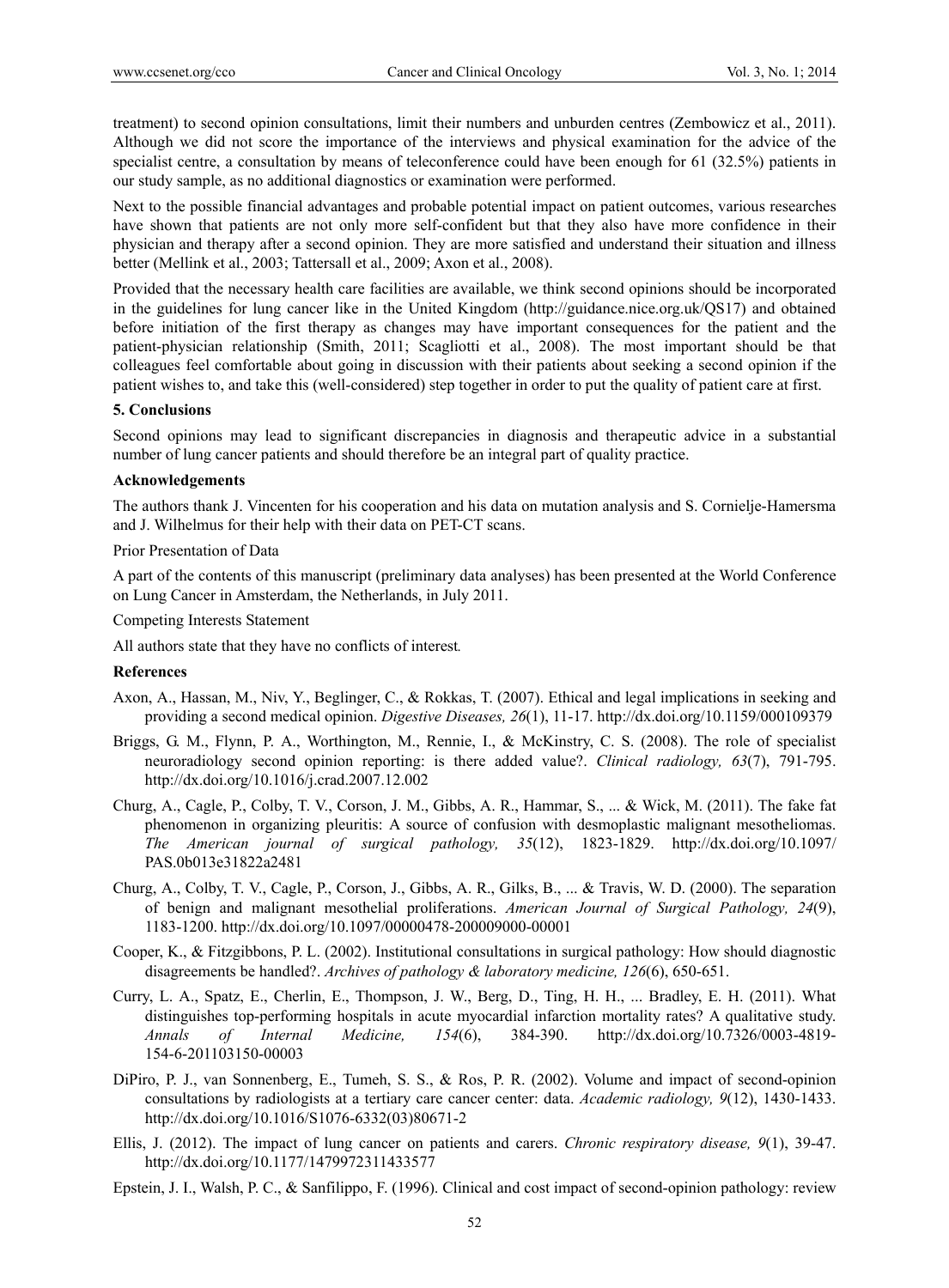treatment) to second opinion consultations, limit their numbers and unburden centres (Zembowicz et al., 2011). Although we did not score the importance of the interviews and physical examination for the advice of the specialist centre, a consultation by means of teleconference could have been enough for 61 (32.5%) patients in our study sample, as no additional diagnostics or examination were performed.

Next to the possible financial advantages and probable potential impact on patient outcomes, various researches have shown that patients are not only more self-confident but that they also have more confidence in their physician and therapy after a second opinion. They are more satisfied and understand their situation and illness better (Mellink et al., 2003; Tattersall et al., 2009; Axon et al., 2008).

Provided that the necessary health care facilities are available, we think second opinions should be incorporated in the guidelines for lung cancer like in the United Kingdom (http://guidance.nice.org.uk/QS17) and obtained before initiation of the first therapy as changes may have important consequences for the patient and the patient-physician relationship (Smith, 2011; Scagliotti et al., 2008). The most important should be that colleagues feel comfortable about going in discussion with their patients about seeking a second opinion if the patient wishes to, and take this (well-considered) step together in order to put the quality of patient care at first.

## 5. Conclusions

Second opinions may lead to significant discrepancies in diagnosis and therapeutic advice in a substantial number of lung cancer patients and should therefore be an integral part of quality practice.

### Acknowledgements

The authors thank J. Vincenten for his cooperation and his data on mutation analysis and S. Cornielje-Hamersma and J. Wilhelmus for their help with their data on PET-CT scans.

Prior Presentation of Data

A part of the contents of this manuscript (preliminary data analyses) has been presented at the World Conference on Lung Cancer in Amsterdam, the Netherlands, in July 2011.

Competing Interests Statement

All authors state that they have no conflicts of interest.

### References

Axon, A., Hassan, M., Niv, Y., Beglinger, C., & Rokkas, T. (2007). Ethical and legal implications in seeking and providing a second medical opinion. *Digestive Diseases, 26*(1), 11-17. http://dx.doi.org/10.1159/000109379

Briggs, G. M., Flynn, P. A., Worthington, M., Rennie, I., & McKinstry, C. S. (2008). The role of specialist neuroradiology second opinion reporting: is there added value?. *Clinical radiology, 63*(7), 791-795. http://dx.doi.org/10.1016/j.crad.2007.12.002

Churg, A., Cagle, P., Colby, T. V., Corson, J. M., Gibbs, A. R., Hammar, S., ... & Wick, M. (2011). The fake fat phenomenon in organizing pleuritis: A source of confusion with desmoplastic malignant mesotheliomas. *The American journal of surgical pathology, 35*(12), 1823-1829. http://dx.doi.org/10.1097/PAS.0b013e31822a2481

Churg, A., Colby, T. V., Cagle, P., Corson, J., Gibbs, A. R., Gilks, B., ... & Travis, W. D. (2000). The separation of benign and malignant mesothelial proliferations. *American Journal of Surgical Pathology, 24*(9), 1183-1200. http://dx.doi.org/10.1097/00000478-200009000-00001

Cooper, K., & Fitzgibbons, P. L. (2002). Institutional consultations in surgical pathology: How should diagnostic disagreements be handled?. *Archives of pathology & laboratory medicine, 126*(6), 650-651.

Curry, L. A., Spatz, E., Cherlin, E., Thompson, J. W., Berg, D., Ting, H. H., ... Bradley, E. H. (2011). What distinguishes top-performing hospitals in acute myocardial infarction mortality rates? A qualitative study. *Annals of Internal Medicine, 154*(6), 384-390. http://dx.doi.org/10.7326/0003-4819-154-6-201103150-00003

DiPiro, P. J., van Sonnenberg, E., Tumeh, S. S., & Ros, P. R. (2002). Volume and impact of second-opinion consultations by radiologists at a tertiary care cancer center: data. *Academic radiology, 9*(12), 1430-1433. http://dx.doi.org/10.1016/S1076-6332(03)80671-2

Ellis, J. (2012). The impact of lung cancer on patients and carers. *Chronic respiratory disease, 9*(1), 39-47. http://dx.doi.org/10.1177/1479972311433577

Epstein, J. I., Walsh, P. C., & Sanfilippo, F. (1996). Clinical and cost impact of second-opinion pathology: review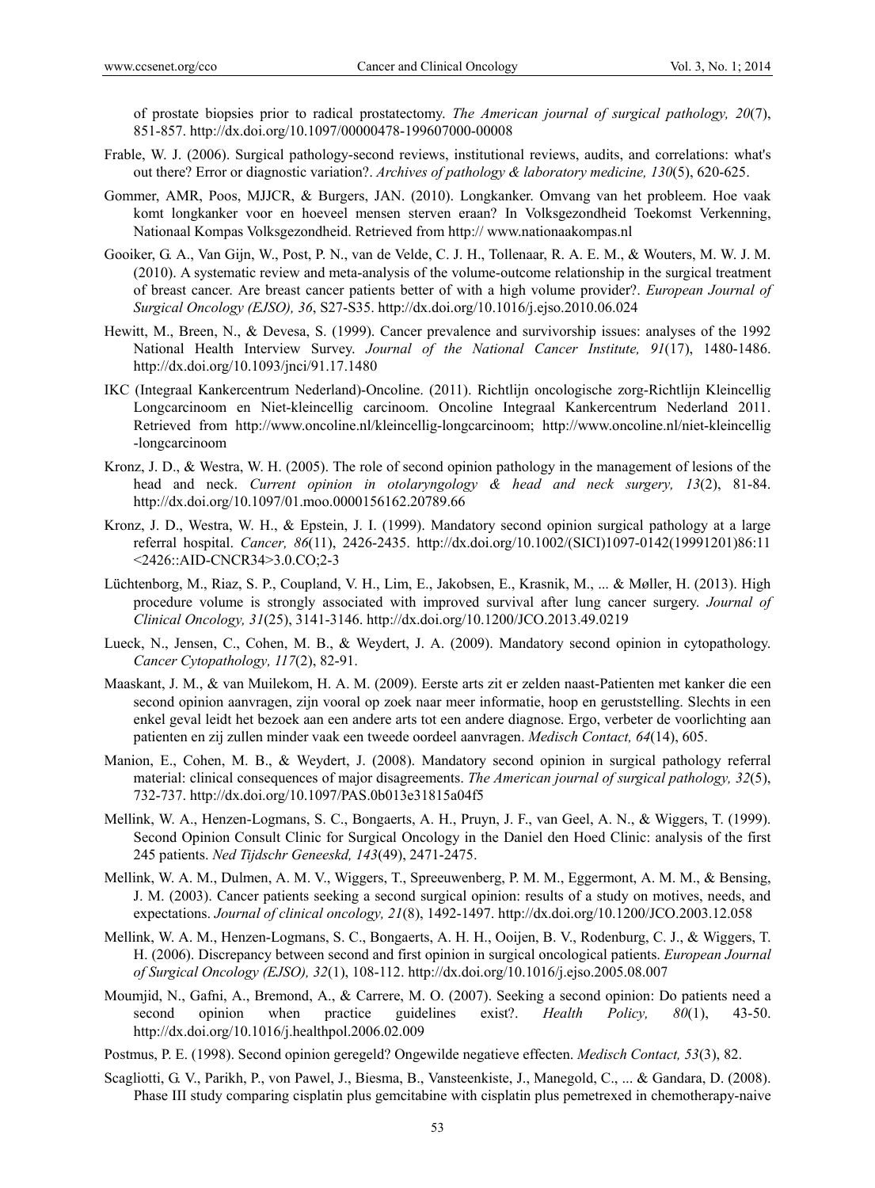of prostate biopsies prior to radical prostatectomy. *The American journal of surgical pathology, 20*(7), 851-857. http://dx.doi.org/10.1097/00000478-199607000-00008

Frable, W. J. (2006). Surgical pathology-second reviews, institutional reviews, audits, and correlations: what's out there? Error or diagnostic variation?. *Archives of pathology & laboratory medicine, 130*(5), 620-625.

Gommer, AMR, Poos, MJJCR, & Burgers, JAN. (2010). Longkanker. Omvang van het probleem. Hoe vaak komt longkanker voor en hoeveel mensen sterven eraan? In Volksgezondheid Toekomst Verkenning, Nationaal Kompas Volksgezondheid. Retrieved from http:// www.nationaakompas.nl

Gooiker, G. A., Van Gijn, W., Post, P. N., van de Velde, C. J. H., Tollenaar, R. A. E. M., & Wouters, M. W. J. M. (2010). A systematic review and meta-analysis of the volume-outcome relationship in the surgical treatment of breast cancer. Are breast cancer patients better of with a high volume provider?. *European Journal of Surgical Oncology (EJSO), 36*, S27-S35. http://dx.doi.org/10.1016/j.ejso.2010.06.024

Hewitt, M., Breen, N., & Devesa, S. (1999). Cancer prevalence and survivorship issues: analyses of the 1992 National Health Interview Survey. *Journal of the National Cancer Institute, 91*(17), 1480-1486. http://dx.doi.org/10.1093/jnci/91.17.1480

IKC (Integraal Kankercentrum Nederland)-Oncoline. (2011). Richtlijn oncologische zorg-Richtlijn Kleincellig Longcarcinoom en Niet-kleincellig carcinoom. Oncoline Integraal Kankercentrum Nederland 2011. Retrieved from http://www.oncoline.nl/kleincellig-longcarcinoom; http://www.oncoline.nl/niet-kleincellig -longcarcinoom

Kronz, J. D., & Westra, W. H. (2005). The role of second opinion pathology in the management of lesions of the head and neck. *Current opinion in otolaryngology & head and neck surgery, 13*(2), 81-84. http://dx.doi.org/10.1097/01.moo.0000156162.20789.66

Kronz, J. D., Westra, W. H., & Epstein, J. I. (1999). Mandatory second opinion surgical pathology at a large referral hospital. *Cancer, 86*(11), 2426-2435. http://dx.doi.org/10.1002/(SICI)1097-0142(19991201)86:11 <2426::AID-CNCR34>3.0.CO;2-3

Lüchtenborg, M., Riaz, S. P., Coupland, V. H., Lim, E., Jakobsen, E., Krasnik, M., ... & Møller, H. (2013). High procedure volume is strongly associated with improved survival after lung cancer surgery. *Journal of Clinical Oncology, 31*(25), 3141-3146. http://dx.doi.org/10.1200/JCO.2013.49.0219

Lueck, N., Jensen, C., Cohen, M. B., & Weydert, J. A. (2009). Mandatory second opinion in cytopathology. *Cancer Cytopathology, 117*(2), 82-91.

Maaskant, J. M., & van Muilekom, H. A. M. (2009). Eerste arts zit er zelden naast-Patienten met kanker die een second opinion aanvragen, zijn vooral op zoek naar meer informatie, hoop en geruststelling. Slechts in een enkel geval leidt het bezoek aan een andere arts tot een andere diagnose. Ergo, verbeter de voorlichting aan patienten en zij zullen minder vaak een tweede oordeel aanvragen. *Medisch Contact, 64*(14), 605.

Manion, E., Cohen, M. B., & Weydert, J. (2008). Mandatory second opinion in surgical pathology referral material: clinical consequences of major disagreements. *The American journal of surgical pathology, 32*(5), 732-737. http://dx.doi.org/10.1097/PAS.0b013e31815a04f5

Mellink, W. A., Henzen-Logmans, S. C., Bongaerts, A. H., Pruyn, J. F., van Geel, A. N., & Wiggers, T. (1999). Second Opinion Consult Clinic for Surgical Oncology in the Daniel den Hoed Clinic: analysis of the first 245 patients. *Ned Tijdschr Geneeskd, 143*(49), 2471-2475.

Mellink, W. A. M., Dulmen, A. M. V., Wiggers, T., Spreeuwenberg, P. M. M., Eggermont, A. M. M., & Bensing, J. M. (2003). Cancer patients seeking a second surgical opinion: results of a study on motives, needs, and expectations. *Journal of clinical oncology, 21*(8), 1492-1497. http://dx.doi.org/10.1200/JCO.2003.12.058

Mellink, W. A. M., Henzen-Logmans, S. C., Bongaerts, A. H. H., Ooijen, B. V., Rodenburg, C. J., & Wiggers, T. H. (2006). Discrepancy between second and first opinion in surgical oncological patients. *European Journal of Surgical Oncology (EJSO), 32*(1), 108-112. http://dx.doi.org/10.1016/j.ejso.2005.08.007

Moumjid, N., Gafni, A., Bremond, A., & Carrere, M. O. (2007). Seeking a second opinion: Do patients need a second opinion when practice guidelines exist?. *Health Policy, 80*(1), 43-50. http://dx.doi.org/10.1016/j.healthpol.2006.02.009

Postmus, P. E. (1998). Second opinion geregeld? Ongewilde negatieve effecten. *Medisch Contact, 53*(3), 82.

Scagliotti, G. V., Parikh, P., von Pawel, J., Biesma, B., Vansteenkiste, J., Manegold, C., ... & Gandara, D. (2008). Phase III study comparing cisplatin plus gemcitabine with cisplatin plus pemetrexed in chemotherapy-naive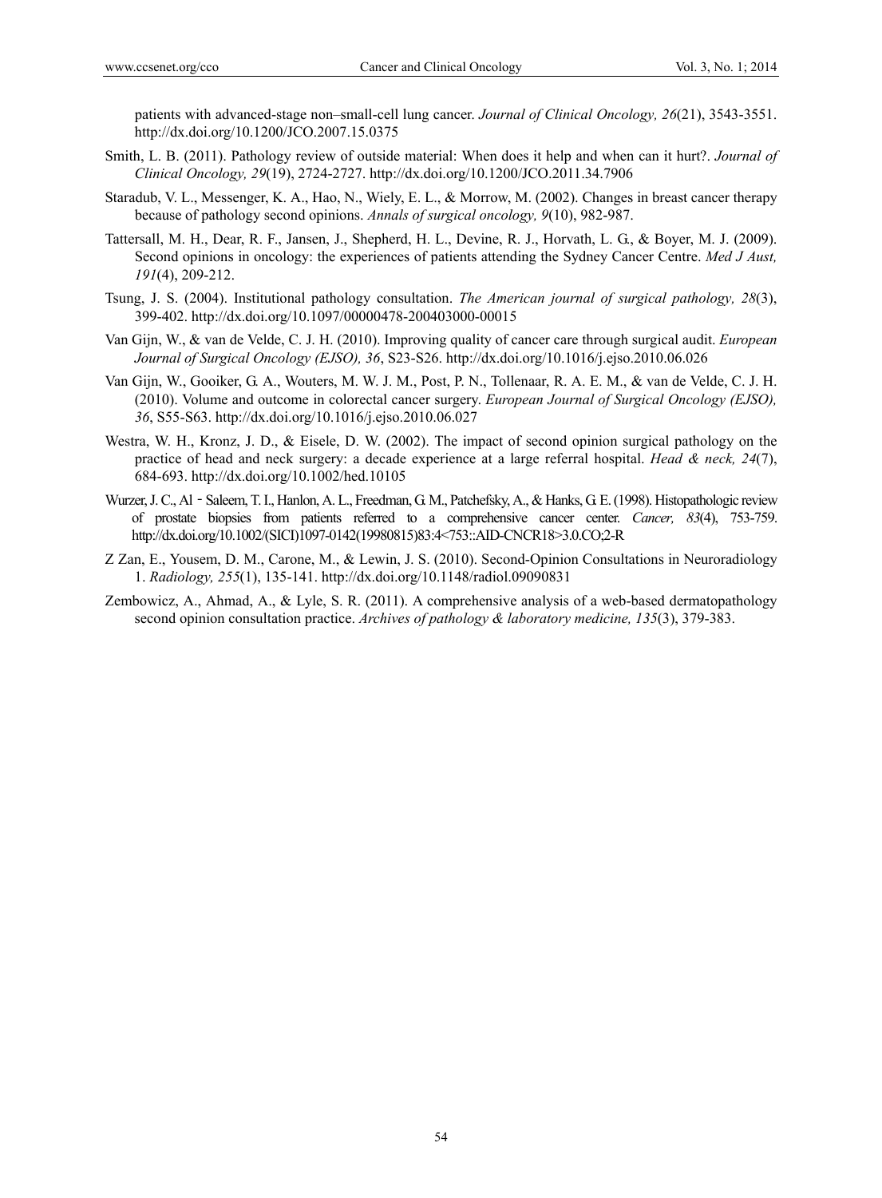patients with advanced-stage non–small-cell lung cancer. *Journal of Clinical Oncology, 26*(21), 3543-3551. http://dx.doi.org/10.1200/JCO.2007.15.0375

Smith, L. B. (2011). Pathology review of outside material: When does it help and when can it hurt?. *Journal of Clinical Oncology, 29*(19), 2724-2727. http://dx.doi.org/10.1200/JCO.2011.34.7906

Staradub, V. L., Messenger, K. A., Hao, N., Wiely, E. L., & Morrow, M. (2002). Changes in breast cancer therapy because of pathology second opinions. *Annals of surgical oncology, 9*(10), 982-987.

Tattersall, M. H., Dear, R. F., Jansen, J., Shepherd, H. L., Devine, R. J., Horvath, L. G., & Boyer, M. J. (2009). Second opinions in oncology: the experiences of patients attending the Sydney Cancer Centre. *Med J Aust, 191*(4), 209-212.

Tsung, J. S. (2004). Institutional pathology consultation. *The American journal of surgical pathology, 28*(3), 399-402. http://dx.doi.org/10.1097/00000478-200403000-00015

Van Gijn, W., & van de Velde, C. J. H. (2010). Improving quality of cancer care through surgical audit. *European Journal of Surgical Oncology (EJSO), 36*, S23-S26. http://dx.doi.org/10.1016/j.ejso.2010.06.026

Van Gijn, W., Gooiker, G. A., Wouters, M. W. J. M., Post, P. N., Tollenaar, R. A. E. M., & van de Velde, C. J. H. (2010). Volume and outcome in colorectal cancer surgery. *European Journal of Surgical Oncology (EJSO), 36*, S55-S63. http://dx.doi.org/10.1016/j.ejso.2010.06.027

Westra, W. H., Kronz, J. D., & Eisele, D. W. (2002). The impact of second opinion surgical pathology on the practice of head and neck surgery: a decade experience at a large referral hospital. *Head & neck, 24*(7), 684-693. http://dx.doi.org/10.1002/hed.10105

Wurzer, J. C., Al‐Saleem, T. I., Hanlon, A. L., Freedman, G. M., Patchefsky, A., & Hanks, G. E. (1998). Histopathologic review of prostate biopsies from patients referred to a comprehensive cancer center. *Cancer, 83*(4), 753-759. http://dx.doi.org/10.1002/(SICI)1097-0142(19980815)83:4<753::AID-CNCR18>3.0.CO;2-R

Z Zan, E., Yousem, D. M., Carone, M., & Lewin, J. S. (2010). Second-Opinion Consultations in Neuroradiology 1. *Radiology, 255*(1), 135-141. http://dx.doi.org/10.1148/radiol.09090831

Zembowicz, A., Ahmad, A., & Lyle, S. R. (2011). A comprehensive analysis of a web-based dermatopathology second opinion consultation practice. *Archives of pathology & laboratory medicine, 135*(3), 379-383.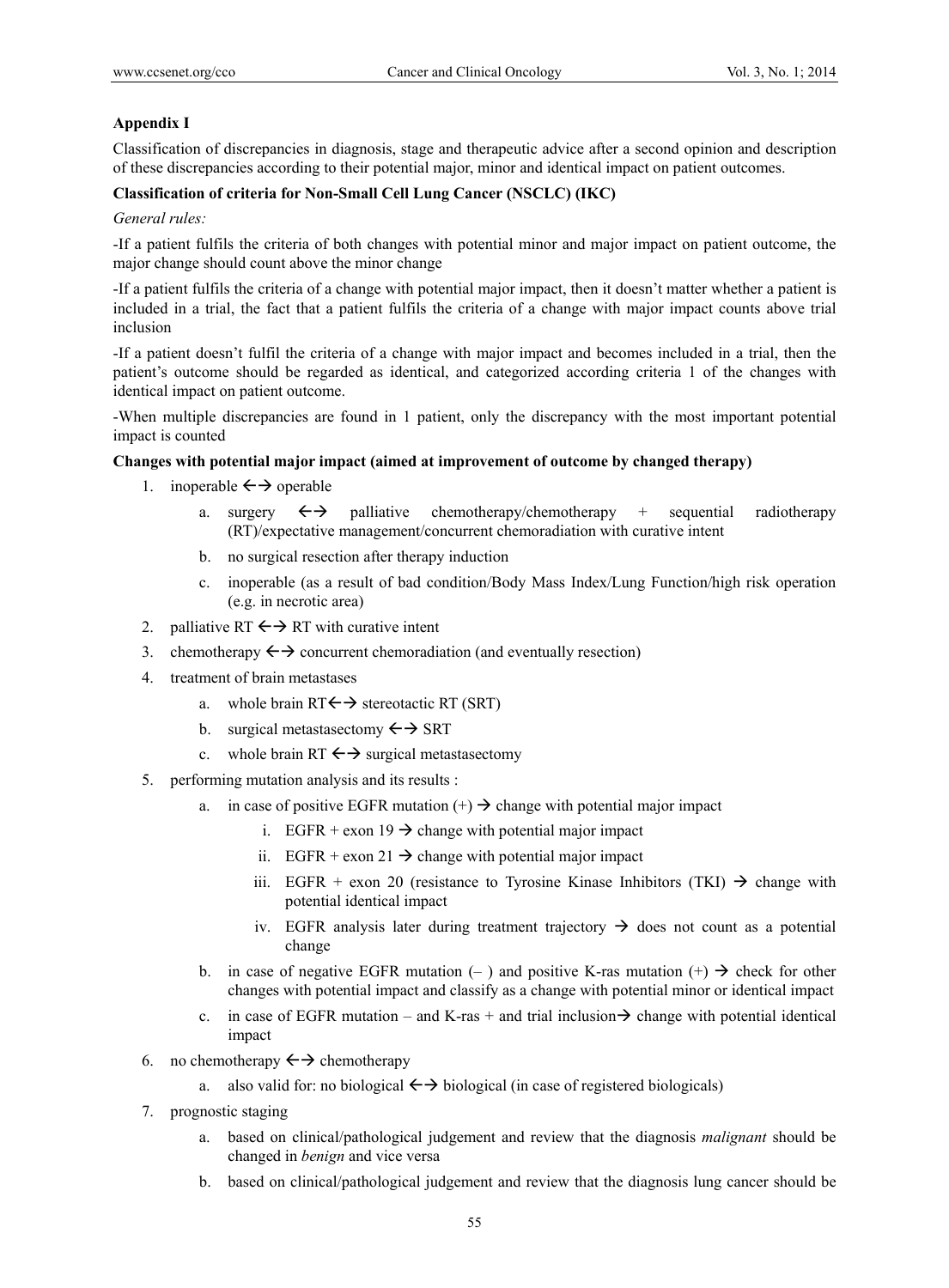**Appendix I**

Classification of discrepancies in diagnosis, stage and therapeutic advice after a second opinion and description of these discrepancies according to their potential major, minor and identical impact on patient outcomes.

**Classification of criteria for Non-Small Cell Lung Cancer (NSCLC) (IKC)**

*General rules:*

-If a patient fulfils the criteria of both changes with potential minor and major impact on patient outcome, the major change should count above the minor change

-If a patient fulfils the criteria of a change with potential major impact, then it doesn't matter whether a patient is included in a trial, the fact that a patient fulfils the criteria of a change with major impact counts above trial inclusion

-If a patient doesn't fulfil the criteria of a change with major impact and becomes included in a trial, then the patient's outcome should be regarded as identical, and categorized according criteria 1 of the changes with identical impact on patient outcome.

-When multiple discrepancies are found in 1 patient, only the discrepancy with the most important potential impact is counted

**Changes with potential major impact (aimed at improvement of outcome by changed therapy)**

1. inoperable ←→ operable
    a. surgery ←→ palliative chemotherapy/chemotherapy + sequential radiotherapy (RT)/expectative management/concurrent chemoradiation with curative intent
    b. no surgical resection after therapy induction
    c. inoperable (as a result of bad condition/Body Mass Index/Lung Function/high risk operation (e.g. in necrotic area)
2. palliative RT ←→ RT with curative intent
3. chemotherapy ←→ concurrent chemoradiation (and eventually resection)
4. treatment of brain metastases
    a. whole brain RT←→ stereotactic RT (SRT)
    b. surgical metastasectomy ←→ SRT
    c. whole brain RT ←→ surgical metastasectomy
5. performing mutation analysis and its results :
    a. in case of positive EGFR mutation (+) → change with potential major impact
        i. EGFR + exon 19 → change with potential major impact
        ii. EGFR + exon 21 → change with potential major impact
        iii. EGFR + exon 20 (resistance to Tyrosine Kinase Inhibitors (TKI) → change with potential identical impact
        iv. EGFR analysis later during treatment trajectory → does not count as a potential change
    b. in case of negative EGFR mutation (– ) and positive K-ras mutation (+) → check for other changes with potential impact and classify as a change with potential minor or identical impact
    c. in case of EGFR mutation – and K-ras + and trial inclusion→ change with potential identical impact
6. no chemotherapy ←→ chemotherapy
    a. also valid for: no biological ←→ biological (in case of registered biologicals)
7. prognostic staging
    a. based on clinical/pathological judgement and review that the diagnosis *malignant* should be changed in *benign* and vice versa
    b. based on clinical/pathological judgement and review that the diagnosis lung cancer should be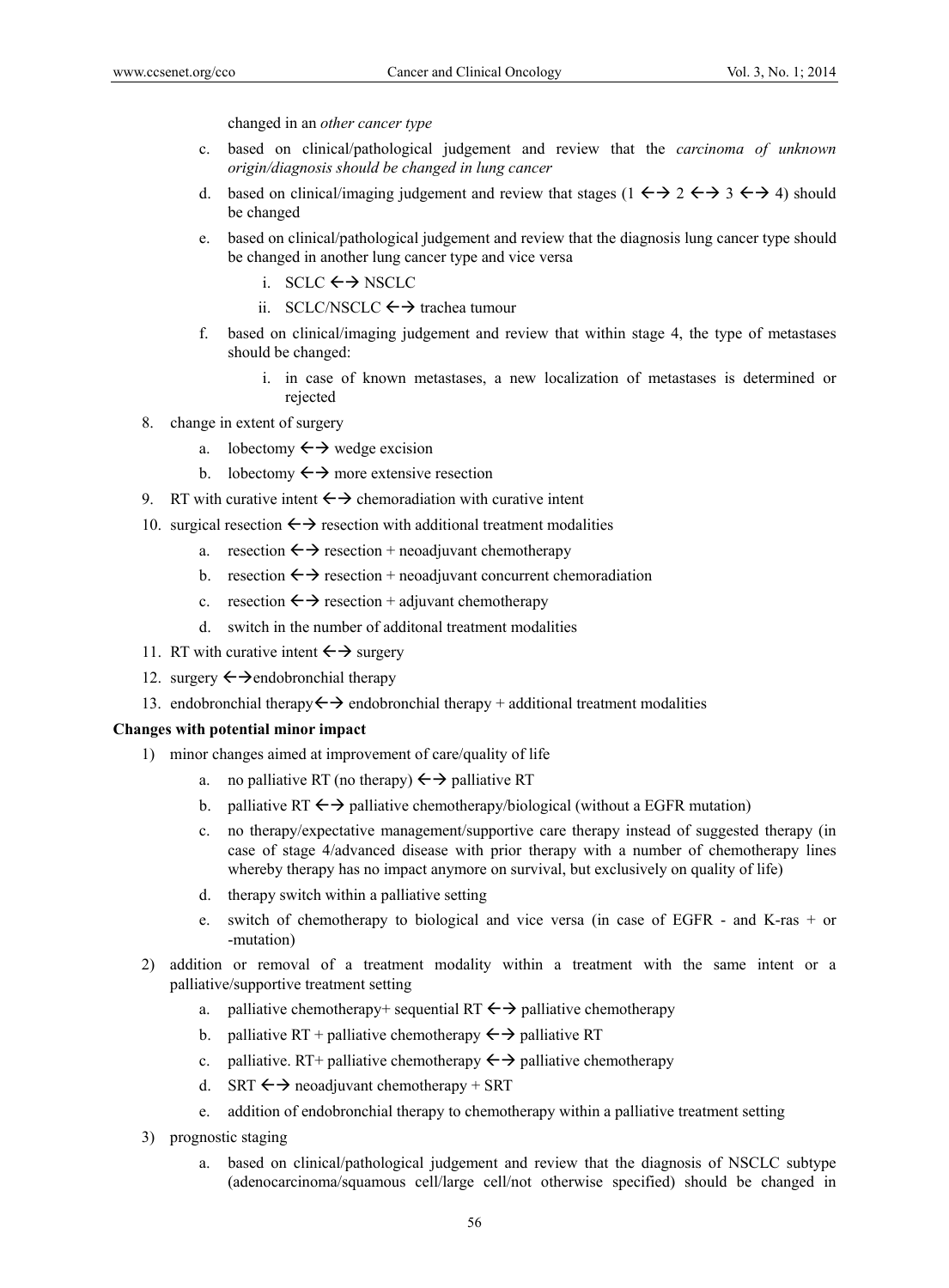changed in an *other cancer type*

c. based on clinical/pathological judgement and review that the *carcinoma of unknown origin/diagnosis should be changed in lung cancer*

d. based on clinical/imaging judgement and review that stages (1 ←→ 2 ←→ 3 ←→ 4) should be changed

e. based on clinical/pathological judgement and review that the diagnosis lung cancer type should be changed in another lung cancer type and vice versa

   i. SCLC ←→ NSCLC

   ii. SCLC/NSCLC ←→ trachea tumour

f. based on clinical/imaging judgement and review that within stage 4, the type of metastases should be changed:

   i. in case of known metastases, a new localization of metastases is determined or rejected

8. change in extent of surgery

   a. lobectomy ←→ wedge excision

   b. lobectomy ←→ more extensive resection

9. RT with curative intent ←→ chemoradiation with curative intent

10. surgical resection ←→ resection with additional treatment modalities

   a. resection ←→ resection + neoadjuvant chemotherapy

   b. resection ←→ resection + neoadjuvant concurrent chemoradiation

   c. resection ←→ resection + adjuvant chemotherapy

   d. switch in the number of additonal treatment modalities

11. RT with curative intent ←→ surgery

12. surgery ←→endobronchial therapy

13. endobronchial therapy←→ endobronchial therapy + additional treatment modalities

**Changes with potential minor impact**

1) minor changes aimed at improvement of care/quality of life

   a. no palliative RT (no therapy) ←→ palliative RT

   b. palliative RT ←→ palliative chemotherapy/biological (without a EGFR mutation)

   c. no therapy/expectative management/supportive care therapy instead of suggested therapy (in case of stage 4/advanced disease with prior therapy with a number of chemotherapy lines whereby therapy has no impact anymore on survival, but exclusively on quality of life)

   d. therapy switch within a palliative setting

   e. switch of chemotherapy to biological and vice versa (in case of EGFR - and K-ras + or -mutation)

2) addition or removal of a treatment modality within a treatment with the same intent or a palliative/supportive treatment setting

   a. palliative chemotherapy+ sequential RT ←→ palliative chemotherapy

   b. palliative RT + palliative chemotherapy ←→ palliative RT

   c. palliative. RT+ palliative chemotherapy ←→ palliative chemotherapy

   d. SRT ←→ neoadjuvant chemotherapy + SRT

   e. addition of endobronchial therapy to chemotherapy within a palliative treatment setting

3) prognostic staging

   a. based on clinical/pathological judgement and review that the diagnosis of NSCLC subtype (adenocarcinoma/squamous cell/large cell/not otherwise specified) should be changed in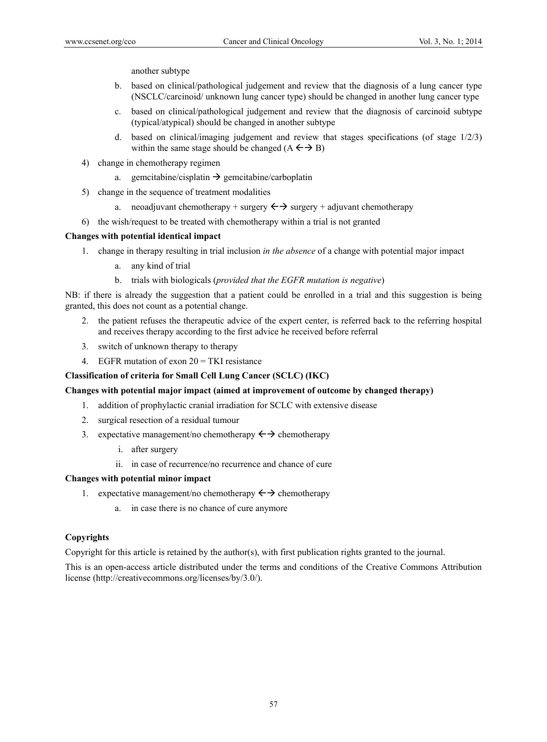another subtype

   b. based on clinical/pathological judgement and review that the diagnosis of a lung cancer type (NSCLC/carcinoid/ unknown lung cancer type) should be changed in another lung cancer type

   c. based on clinical/pathological judgement and review that the diagnosis of carcinoid subtype (typical/atypical) should be changed in another subtype

   d. based on clinical/imaging judgement and review that stages specifications (of stage 1/2/3) within the same stage should be changed (A ←→ B)

4) change in chemotherapy regimen

   a. gemcitabine/cisplatin → gemcitabine/carboplatin

5) change in the sequence of treatment modalities

   a. neoadjuvant chemotherapy + surgery ←→ surgery + adjuvant chemotherapy

6) the wish/request to be treated with chemotherapy within a trial is not granted

**Changes with potential identical impact**

1. change in therapy resulting in trial inclusion *in the absence* of a change with potential major impact

   a. any kind of trial

   b. trials with biologicals (*provided that the EGFR mutation is negative*)

NB: if there is already the suggestion that a patient could be enrolled in a trial and this suggestion is being granted, this does not count as a potential change.

2. the patient refuses the therapeutic advice of the expert center, is referred back to the referring hospital and receives therapy according to the first advice he received before referral

3. switch of unknown therapy to therapy

4. EGFR mutation of exon 20 = TKI resistance

**Classification of criteria for Small Cell Lung Cancer (SCLC) (IKC)**

**Changes with potential major impact (aimed at improvement of outcome by changed therapy)**

1. addition of prophylactic cranial irradiation for SCLC with extensive disease

2. surgical resection of a residual tumour

3. expectative management/no chemotherapy ←→ chemotherapy

   i. after surgery

   ii. in case of recurrence/no recurrence and chance of cure

**Changes with potential minor impact**

1. expectative management/no chemotherapy ←→ chemotherapy

   a. in case there is no chance of cure anymore

**Copyrights**

Copyright for this article is retained by the author(s), with first publication rights granted to the journal.

This is an open-access article distributed under the terms and conditions of the Creative Commons Attribution license (http://creativecommons.org/licenses/by/3.0/).